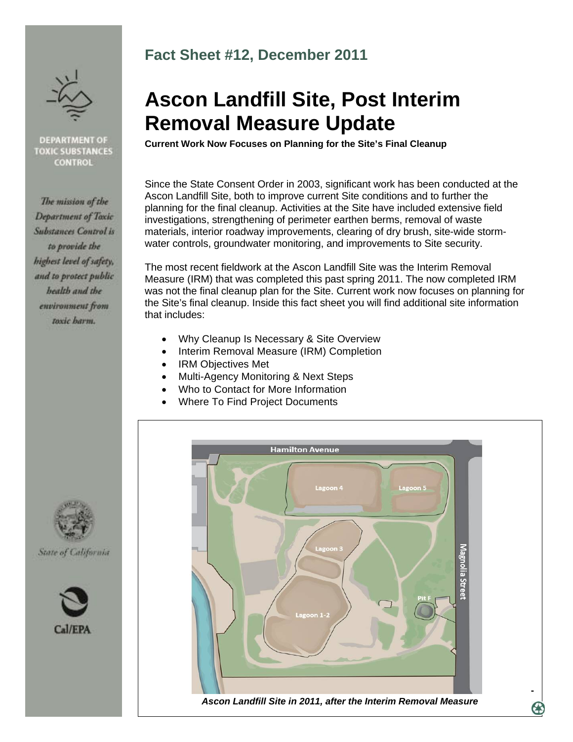**DEPARTMENT OF TOXIC SUBSTANCES CONTROL**

*The mission of the Department of Toxic Substances Control is to provide the highest level of safety, and to protect public health and the environment from toxic harm.*

*State of California*

Cal/EPA

## Fact Sheet #12, December 2011

# Ascon Landfill Site, Post Interim Removal Measure Update

**Current Work Now Focuses on Planning for the Site's Final Cleanup**

Since the State Consent Order in 2003, significant work has been conducted at the Ascon Landfill Site, both to improve current Site conditions and to further the planning for the final cleanup. Activities at the Site have included extensive field investigations, strengthening of perimeter earthen berms, removal of waste materials, interior roadway improvements, clearing of dry brush, site-wide storm-water controls, groundwater monitoring, and improvements to Site security.

The most recent fieldwork at the Ascon Landfill Site was the Interim Removal Measure (IRM) that was completed this past spring 2011. The now completed IRM was not the final cleanup plan for the Site. Current work now focuses on planning for the Site's final cleanup. Inside this fact sheet you will find additional site information that includes:

- Why Cleanup Is Necessary & Site Overview
- Interim Removal Measure (IRM) Completion
- IRM Objectives Met
- Multi-Agency Monitoring & Next Steps
- Who to Contact for More Information
- Where To Find Project Documents

Hamilton Avenue

Lagoon 4

Lagoon 5

Lagoon 3

Magnolia Street

Pit F

Lagoon 1-2

*Ascon Landfill Site in 2011, after the Interim Removal Measure*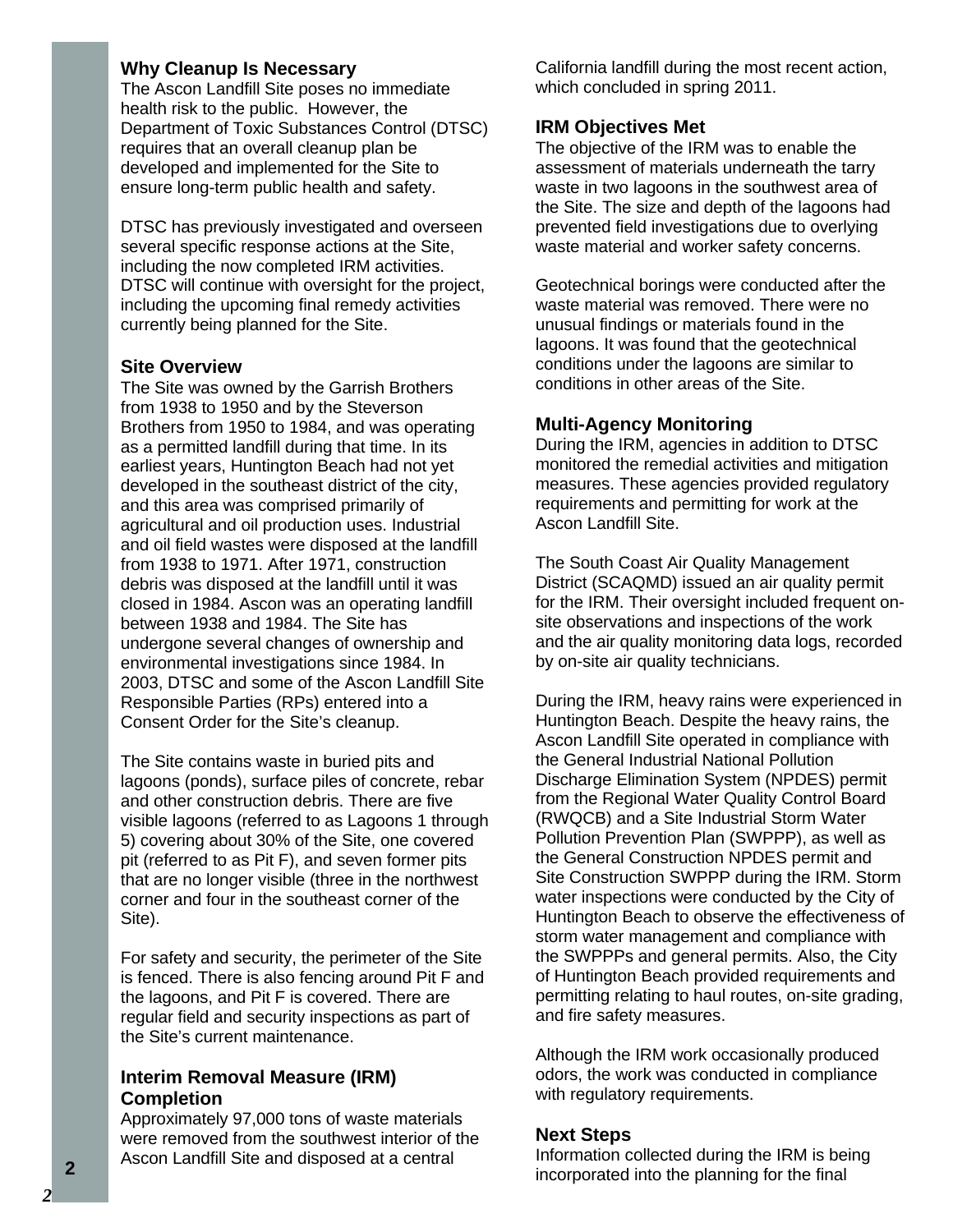## Why Cleanup Is Necessary

The Ascon Landfill Site poses no immediate health risk to the public. However, the Department of Toxic Substances Control (DTSC) requires that an overall cleanup plan be developed and implemented for the Site to ensure long-term public health and safety.

DTSC has previously investigated and overseen several specific response actions at the Site, including the now completed IRM activities. DTSC will continue with oversight for the project, including the upcoming final remedy activities currently being planned for the Site.

## Site Overview

The Site was owned by the Garrish Brothers from 1938 to 1950 and by the Steverson Brothers from 1950 to 1984, and was operating as a permitted landfill during that time. In its earliest years, Huntington Beach had not yet developed in the southeast district of the city, and this area was comprised primarily of agricultural and oil production uses. Industrial and oil field wastes were disposed at the landfill from 1938 to 1971. After 1971, construction debris was disposed at the landfill until it was closed in 1984. Ascon was an operating landfill between 1938 and 1984. The Site has undergone several changes of ownership and environmental investigations since 1984. In 2003, DTSC and some of the Ascon Landfill Site Responsible Parties (RPs) entered into a Consent Order for the Site's cleanup.

The Site contains waste in buried pits and lagoons (ponds), surface piles of concrete, rebar and other construction debris. There are five visible lagoons (referred to as Lagoons 1 through 5) covering about 30% of the Site, one covered pit (referred to as Pit F), and seven former pits that are no longer visible (three in the northwest corner and four in the southeast corner of the Site).

For safety and security, the perimeter of the Site is fenced. There is also fencing around Pit F and the lagoons, and Pit F is covered. There are regular field and security inspections as part of the Site's current maintenance.

## Interim Removal Measure (IRM) Completion

Approximately 97,000 tons of waste materials were removed from the southwest interior of the Ascon Landfill Site and disposed at a central California landfill during the most recent action, which concluded in spring 2011.

## IRM Objectives Met

The objective of the IRM was to enable the assessment of materials underneath the tarry waste in two lagoons in the southwest area of the Site. The size and depth of the lagoons had prevented field investigations due to overlying waste material and worker safety concerns.

Geotechnical borings were conducted after the waste material was removed. There were no unusual findings or materials found in the lagoons. It was found that the geotechnical conditions under the lagoons are similar to conditions in other areas of the Site.

## Multi-Agency Monitoring

During the IRM, agencies in addition to DTSC monitored the remedial activities and mitigation measures. These agencies provided regulatory requirements and permitting for work at the Ascon Landfill Site.

The South Coast Air Quality Management District (SCAQMD) issued an air quality permit for the IRM. Their oversight included frequent on-site observations and inspections of the work and the air quality monitoring data logs, recorded by on-site air quality technicians.

During the IRM, heavy rains were experienced in Huntington Beach. Despite the heavy rains, the Ascon Landfill Site operated in compliance with the General Industrial National Pollution Discharge Elimination System (NPDES) permit from the Regional Water Quality Control Board (RWQCB) and a Site Industrial Storm Water Pollution Prevention Plan (SWPPP), as well as the General Construction NPDES permit and Site Construction SWPPP during the IRM. Storm water inspections were conducted by the City of Huntington Beach to observe the effectiveness of storm water management and compliance with the SWPPPs and general permits. Also, the City of Huntington Beach provided requirements and permitting relating to haul routes, on-site grading, and fire safety measures.

Although the IRM work occasionally produced odors, the work was conducted in compliance with regulatory requirements.

## Next Steps

Information collected during the IRM is being incorporated into the planning for the final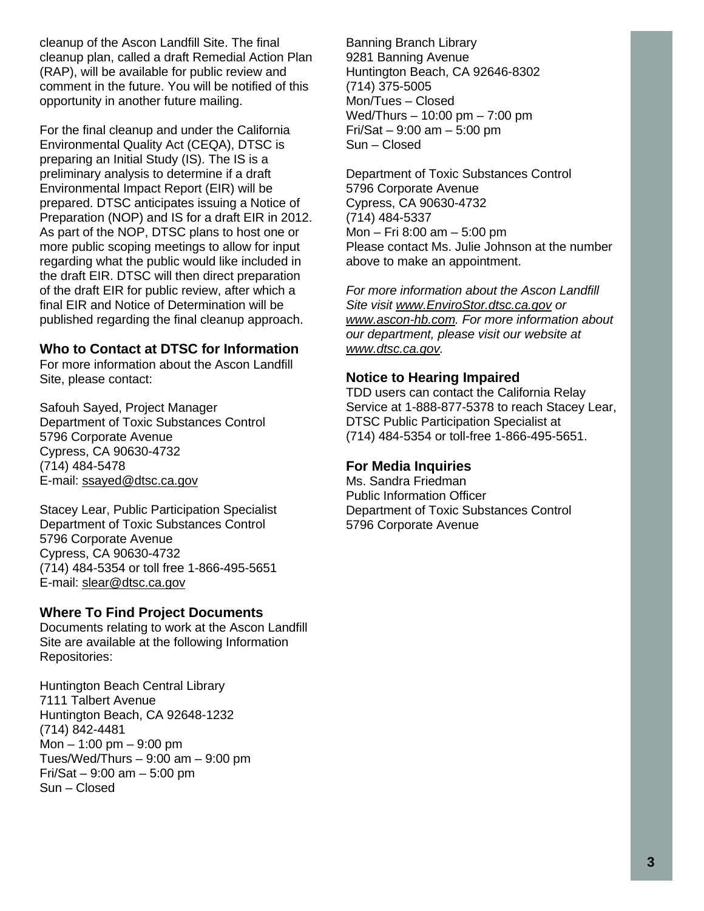cleanup of the Ascon Landfill Site. The final cleanup plan, called a draft Remedial Action Plan (RAP), will be available for public review and comment in the future. You will be notified of this opportunity in another future mailing.

For the final cleanup and under the California Environmental Quality Act (CEQA), DTSC is preparing an Initial Study (IS). The IS is a preliminary analysis to determine if a draft Environmental Impact Report (EIR) will be prepared. DTSC anticipates issuing a Notice of Preparation (NOP) and IS for a draft EIR in 2012. As part of the NOP, DTSC plans to host one or more public scoping meetings to allow for input regarding what the public would like included in the draft EIR. DTSC will then direct preparation of the draft EIR for public review, after which a final EIR and Notice of Determination will be published regarding the final cleanup approach.

## Who to Contact at DTSC for Information

For more information about the Ascon Landfill Site, please contact:

Safouh Sayed, Project Manager
Department of Toxic Substances Control
5796 Corporate Avenue
Cypress, CA 90630-4732
(714) 484-5478
E-mail: ssayed@dtsc.ca.gov

Stacey Lear, Public Participation Specialist
Department of Toxic Substances Control
5796 Corporate Avenue
Cypress, CA 90630-4732
(714) 484-5354 or toll free 1-866-495-5651
E-mail: slear@dtsc.ca.gov

## Where To Find Project Documents

Documents relating to work at the Ascon Landfill Site are available at the following Information Repositories:

Huntington Beach Central Library
7111 Talbert Avenue
Huntington Beach, CA 92648-1232
(714) 842-4481
Mon – 1:00 pm – 9:00 pm
Tues/Wed/Thurs – 9:00 am – 9:00 pm
Fri/Sat – 9:00 am – 5:00 pm
Sun – Closed

Banning Branch Library
9281 Banning Avenue
Huntington Beach, CA 92646-8302
(714) 375-5005
Mon/Tues – Closed
Wed/Thurs – 10:00 pm – 7:00 pm
Fri/Sat – 9:00 am – 5:00 pm
Sun – Closed

Department of Toxic Substances Control
5796 Corporate Avenue
Cypress, CA 90630-4732
(714) 484-5337
Mon – Fri 8:00 am – 5:00 pm
Please contact Ms. Julie Johnson at the number above to make an appointment.

*For more information about the Ascon Landfill Site visit www.EnviroStor.dtsc.ca.gov or www.ascon-hb.com. For more information about our department, please visit our website at www.dtsc.ca.gov.*

## Notice to Hearing Impaired

TDD users can contact the California Relay Service at 1-888-877-5378 to reach Stacey Lear, DTSC Public Participation Specialist at (714) 484-5354 or toll-free 1-866-495-5651.

## For Media Inquiries

Ms. Sandra Friedman
Public Information Officer
Department of Toxic Substances Control
5796 Corporate Avenue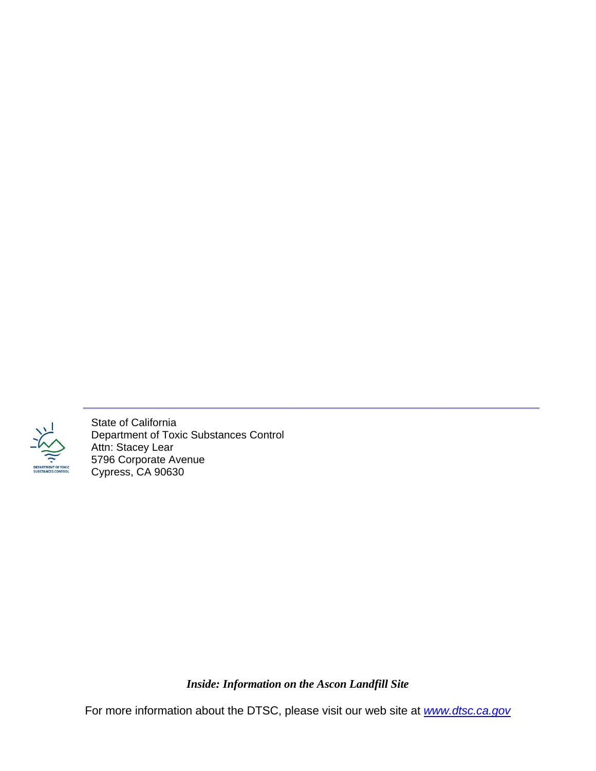State of California
Department of Toxic Substances Control
Attn: Stacey Lear
5796 Corporate Avenue
Cypress, CA 90630

***Inside: Information on the Ascon Landfill Site***

For more information about the DTSC, please visit our web site at [www.dtsc.ca.gov](http://www.dtsc.ca.gov)